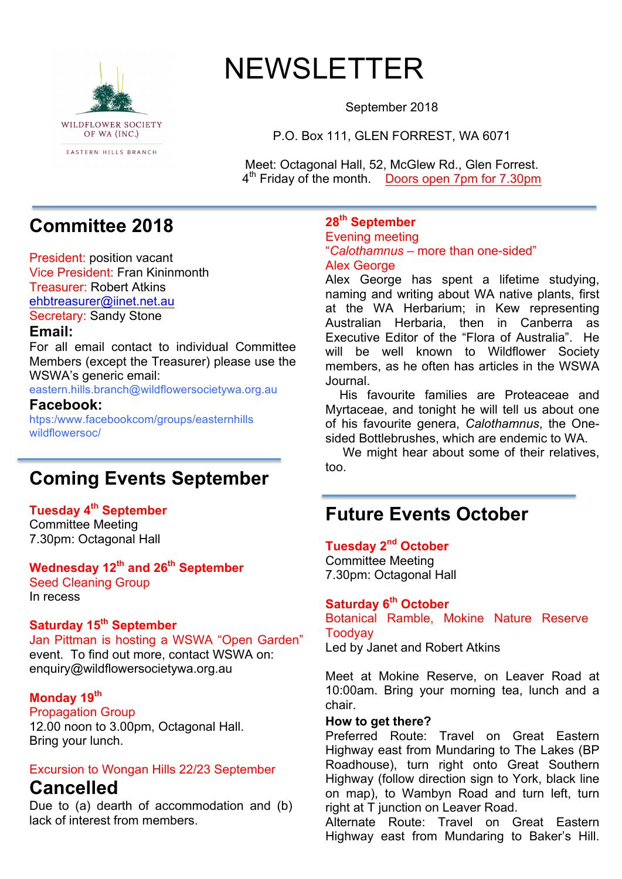WILDFLOWER SOCIETY OF WA (INC.)

EASTERN HILLS BRANCH

# NEWSLETTER

September 2018

P.O. Box 111, GLEN FORREST, WA 6071

Meet: Octagonal Hall, 52, McGlew Rd., Glen Forrest.
4th Friday of the month. Doors open 7pm for 7.30pm

## Committee 2018

President: position vacant
Vice President: Fran Kininmonth
Treasurer: Robert Atkins
ehbtreasurer@iinet.net.au
Secretary: Sandy Stone

**Email:**
For all email contact to individual Committee Members (except the Treasurer) please use the WSWA's generic email:
eastern.hills.branch@wildflowersocietywa.org.au

**Facebook:**
htps:/www.facebookcom/groups/easternhills wildflowersoc/

## Coming Events September

**Tuesday 4th September**
Committee Meeting
7.30pm: Octagonal Hall

**Wednesday 12th and 26th September**
Seed Cleaning Group
In recess

**Saturday 15th September**
Jan Pittman is hosting a WSWA "Open Garden" event. To find out more, contact WSWA on:
enquiry@wildflowersocietywa.org.au

**Monday 19th**
Propagation Group
12.00 noon to 3.00pm, Octagonal Hall.
Bring your lunch.

Excursion to Wongan Hills 22/23 September
**Cancelled**
Due to (a) dearth of accommodation and (b) lack of interest from members.

**28th September**
Evening meeting
"*Calothamnus* – more than one-sided"
Alex George

Alex George has spent a lifetime studying, naming and writing about WA native plants, first at the WA Herbarium; in Kew representing Australian Herbaria, then in Canberra as Executive Editor of the "Flora of Australia". He will be well known to Wildflower Society members, as he often has articles in the WSWA Journal.

His favourite families are Proteaceae and Myrtaceae, and tonight he will tell us about one of his favourite genera, *Calothamnus*, the One-sided Bottlebrushes, which are endemic to WA.

We might hear about some of their relatives, too.

## Future Events October

**Tuesday 2nd October**
Committee Meeting
7.30pm: Octagonal Hall

**Saturday 6th October**
Botanical Ramble, Mokine Nature Reserve Toodyay
Led by Janet and Robert Atkins

Meet at Mokine Reserve, on Leaver Road at 10:00am. Bring your morning tea, lunch and a chair.

**How to get there?**
Preferred Route: Travel on Great Eastern Highway east from Mundaring to The Lakes (BP Roadhouse), turn right onto Great Southern Highway (follow direction sign to York, black line on map), to Wambyn Road and turn left, turn right at T junction on Leaver Road.
Alternate Route: Travel on Great Eastern Highway east from Mundaring to Baker's Hill.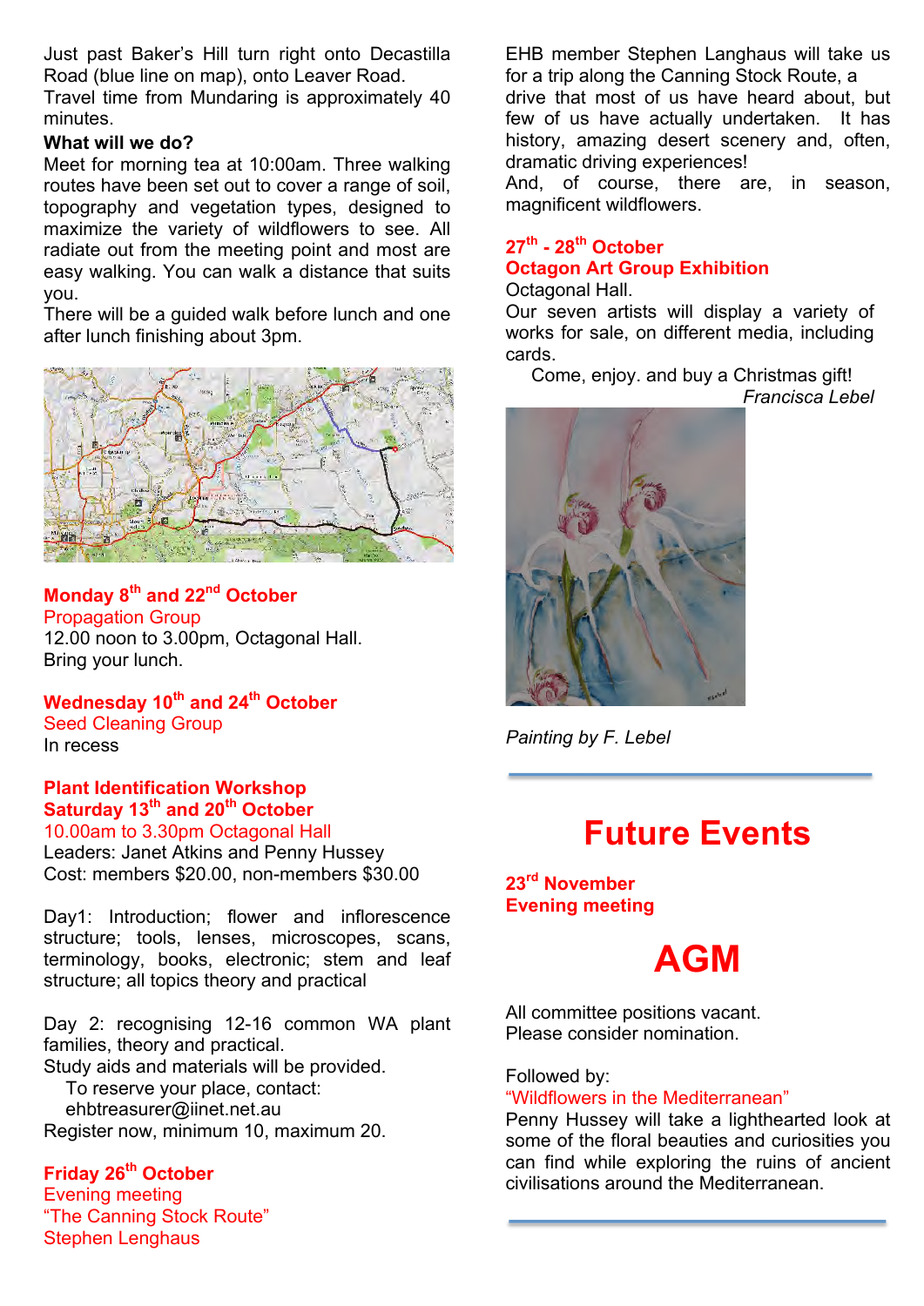Just past Baker's Hill turn right onto Decastilla Road (blue line on map), onto Leaver Road.
Travel time from Mundaring is approximately 40 minutes.

**What will we do?**

Meet for morning tea at 10:00am. Three walking routes have been set out to cover a range of soil, topography and vegetation types, designed to maximize the variety of wildflowers to see. All radiate out from the meeting point and most are easy walking. You can walk a distance that suits you.

There will be a guided walk before lunch and one after lunch finishing about 3pm.

**Monday 8th and 22nd October**
Propagation Group
12.00 noon to 3.00pm, Octagonal Hall.
Bring your lunch.

**Wednesday 10th and 24th October**
Seed Cleaning Group
In recess

**Plant Identification Workshop**
**Saturday 13th and 20th October**
10.00am to 3.30pm Octagonal Hall
Leaders: Janet Atkins and Penny Hussey
Cost: members $20.00, non-members $30.00

Day1: Introduction; flower and inflorescence structure; tools, lenses, microscopes, scans, terminology, books, electronic; stem and leaf structure; all topics theory and practical

Day 2: recognising 12-16 common WA plant families, theory and practical.
Study aids and materials will be provided.
To reserve your place, contact:
ehbtreasurer@iinet.net.au
Register now, minimum 10, maximum 20.

**Friday 26th October**
Evening meeting
"The Canning Stock Route"
Stephen Lenghaus

EHB member Stephen Langhaus will take us for a trip along the Canning Stock Route, a drive that most of us have heard about, but few of us have actually undertaken. It has history, amazing desert scenery and, often, dramatic driving experiences!
And, of course, there are, in season, magnificent wildflowers.

**27th - 28th October**
**Octagon Art Group Exhibition**
Octagonal Hall.
Our seven artists will display a variety of works for sale, on different media, including cards.
Come, enjoy. and buy a Christmas gift!
*Francisca Lebel*

*Painting by F. Lebel*

# Future Events

**23rd November**
**Evening meeting**

# AGM

All committee positions vacant.
Please consider nomination.

Followed by:
"Wildflowers in the Mediterranean"
Penny Hussey will take a lighthearted look at some of the floral beauties and curiosities you can find while exploring the ruins of ancient civilisations around the Mediterranean.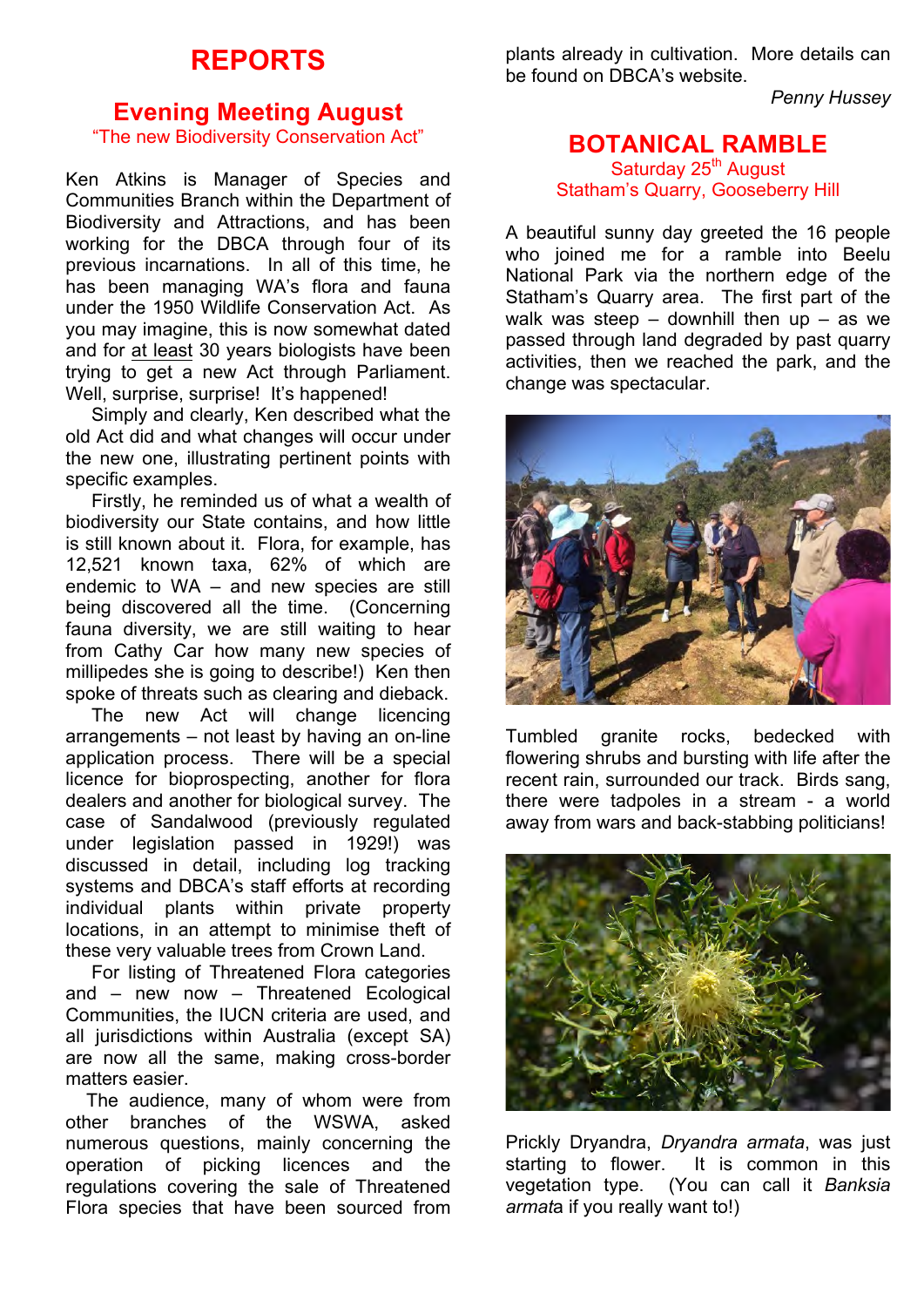# REPORTS

## Evening Meeting August

"The new Biodiversity Conservation Act"

Ken Atkins is Manager of Species and Communities Branch within the Department of Biodiversity and Attractions, and has been working for the DBCA through four of its previous incarnations. In all of this time, he has been managing WA's flora and fauna under the 1950 Wildlife Conservation Act. As you may imagine, this is now somewhat dated and for at least 30 years biologists have been trying to get a new Act through Parliament. Well, surprise, surprise! It's happened!

Simply and clearly, Ken described what the old Act did and what changes will occur under the new one, illustrating pertinent points with specific examples.

Firstly, he reminded us of what a wealth of biodiversity our State contains, and how little is still known about it. Flora, for example, has 12,521 known taxa, 62% of which are endemic to WA – and new species are still being discovered all the time. (Concerning fauna diversity, we are still waiting to hear from Cathy Car how many new species of millipedes she is going to describe!) Ken then spoke of threats such as clearing and dieback.

The new Act will change licencing arrangements – not least by having an on-line application process. There will be a special licence for bioprospecting, another for flora dealers and another for biological survey. The case of Sandalwood (previously regulated under legislation passed in 1929!) was discussed in detail, including log tracking systems and DBCA's staff efforts at recording individual plants within private property locations, in an attempt to minimise theft of these very valuable trees from Crown Land.

For listing of Threatened Flora categories and – new now – Threatened Ecological Communities, the IUCN criteria are used, and all jurisdictions within Australia (except SA) are now all the same, making cross-border matters easier.

The audience, many of whom were from other branches of the WSWA, asked numerous questions, mainly concerning the operation of picking licences and the regulations covering the sale of Threatened Flora species that have been sourced from plants already in cultivation. More details can be found on DBCA's website.

*Penny Hussey*

## BOTANICAL RAMBLE

Saturday 25th August
Statham's Quarry, Gooseberry Hill

A beautiful sunny day greeted the 16 people who joined me for a ramble into Beelu National Park via the northern edge of the Statham's Quarry area. The first part of the walk was steep – downhill then up – as we passed through land degraded by past quarry activities, then we reached the park, and the change was spectacular.

Tumbled granite rocks, bedecked with flowering shrubs and bursting with life after the recent rain, surrounded our track. Birds sang, there were tadpoles in a stream - a world away from wars and back-stabbing politicians!

Prickly Dryandra, *Dryandra armata*, was just starting to flower. It is common in this vegetation type. (You can call it *Banksia armata* if you really want to!)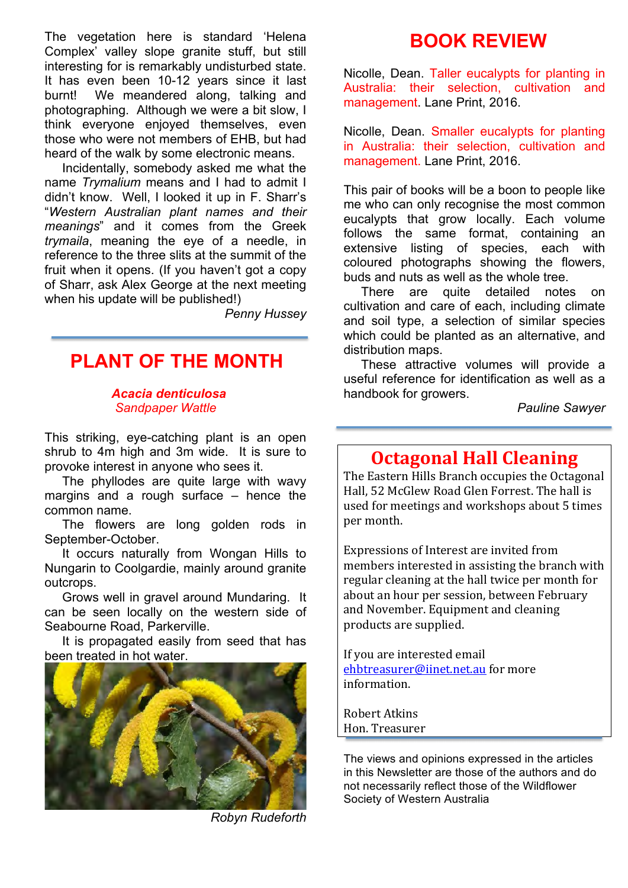The vegetation here is standard 'Helena Complex' valley slope granite stuff, but still interesting for is remarkably undisturbed state. It has even been 10-12 years since it last burnt! We meandered along, talking and photographing. Although we were a bit slow, I think everyone enjoyed themselves, even those who were not members of EHB, but had heard of the walk by some electronic means.

Incidentally, somebody asked me what the name *Trymalium* means and I had to admit I didn't know. Well, I looked it up in F. Sharr's "*Western Australian plant names and their meanings*" and it comes from the Greek *trymaila*, meaning the eye of a needle, in reference to the three slits at the summit of the fruit when it opens. (If you haven't got a copy of Sharr, ask Alex George at the next meeting when his update will be published!)

*Penny Hussey*

# PLANT OF THE MONTH

***Acacia denticulosa***
*Sandpaper Wattle*

This striking, eye-catching plant is an open shrub to 4m high and 3m wide. It is sure to provoke interest in anyone who sees it.

The phyllodes are quite large with wavy margins and a rough surface – hence the common name.

The flowers are long golden rods in September-October.

It occurs naturally from Wongan Hills to Nungarin to Coolgardie, mainly around granite outcrops.

Grows well in gravel around Mundaring. It can be seen locally on the western side of Seabourne Road, Parkerville.

It is propagated easily from seed that has been treated in hot water.

*Robyn Rudeforth*

# BOOK REVIEW

Nicolle, Dean. Taller eucalypts for planting in Australia: their selection, cultivation and management. Lane Print, 2016.

Nicolle, Dean. Smaller eucalypts for planting in Australia: their selection, cultivation and management. Lane Print, 2016.

This pair of books will be a boon to people like me who can only recognise the most common eucalypts that grow locally. Each volume follows the same format, containing an extensive listing of species, each with coloured photographs showing the flowers, buds and nuts as well as the whole tree.

There are quite detailed notes on cultivation and care of each, including climate and soil type, a selection of similar species which could be planted as an alternative, and distribution maps.

These attractive volumes will provide a useful reference for identification as well as a handbook for growers.

*Pauline Sawyer*

# Octagonal Hall Cleaning

The Eastern Hills Branch occupies the Octagonal Hall, 52 McGlew Road Glen Forrest. The hall is used for meetings and workshops about 5 times per month.

Expressions of Interest are invited from members interested in assisting the branch with regular cleaning at the hall twice per month for about an hour per session, between February and November. Equipment and cleaning products are supplied.

If you are interested email ehbtreasurer@iinet.net.au for more information.

Robert Atkins
Hon. Treasurer

The views and opinions expressed in the articles in this Newsletter are those of the authors and do not necessarily reflect those of the Wildflower Society of Western Australia